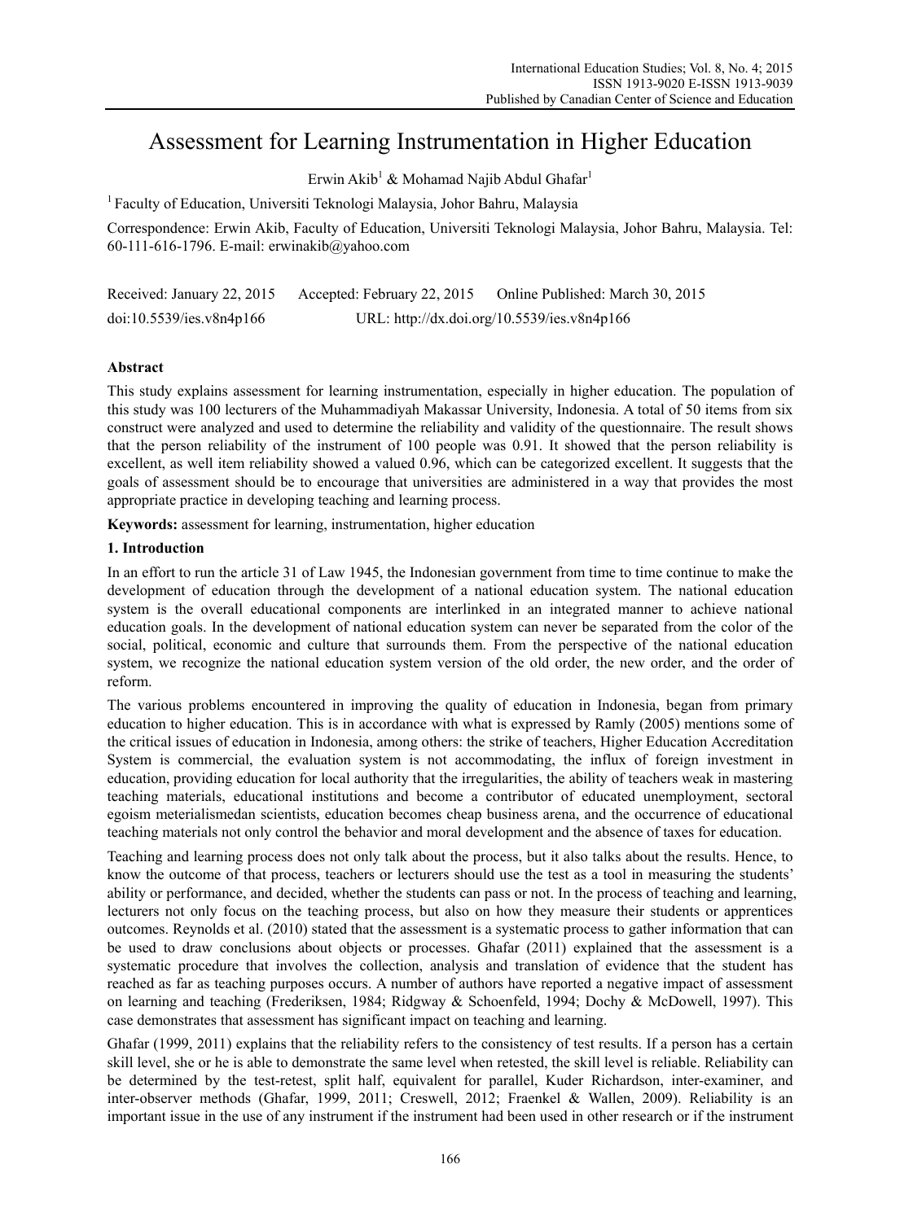# Assessment for Learning Instrumentation in Higher Education

Erwin Akib[1] & Mohamad Najib Abdul Ghafar[1]

[1] Faculty of Education, Universiti Teknologi Malaysia, Johor Bahru, Malaysia

Correspondence: Erwin Akib, Faculty of Education, Universiti Teknologi Malaysia, Johor Bahru, Malaysia. Tel: 60-111-616-1796. E-mail: erwinakib@yahoo.com

Received: January 22, 2015 Accepted: February 22, 2015 Online Published: March 30, 2015

doi:10.5539/ies.v8n4p166 URL: http://dx.doi.org/10.5539/ies.v8n4p166

## Abstract

This study explains assessment for learning instrumentation, especially in higher education. The population of this study was 100 lecturers of the Muhammadiyah Makassar University, Indonesia. A total of 50 items from six construct were analyzed and used to determine the reliability and validity of the questionnaire. The result shows that the person reliability of the instrument of 100 people was 0.91. It showed that the person reliability is excellent, as well item reliability showed a valued 0.96, which can be categorized excellent. It suggests that the goals of assessment should be to encourage that universities are administered in a way that provides the most appropriate practice in developing teaching and learning process.

**Keywords:** assessment for learning, instrumentation, higher education

## 1. Introduction

In an effort to run the article 31 of Law 1945, the Indonesian government from time to time continue to make the development of education through the development of a national education system. The national education system is the overall educational components are interlinked in an integrated manner to achieve national education goals. In the development of national education system can never be separated from the color of the social, political, economic and culture that surrounds them. From the perspective of the national education system, we recognize the national education system version of the old order, the new order, and the order of reform.

The various problems encountered in improving the quality of education in Indonesia, began from primary education to higher education. This is in accordance with what is expressed by Ramly (2005) mentions some of the critical issues of education in Indonesia, among others: the strike of teachers, Higher Education Accreditation System is commercial, the evaluation system is not accommodating, the influx of foreign investment in education, providing education for local authority that the irregularities, the ability of teachers weak in mastering teaching materials, educational institutions and become a contributor of educated unemployment, sectoral egoism meterialismedan scientists, education becomes cheap business arena, and the occurrence of educational teaching materials not only control the behavior and moral development and the absence of taxes for education.

Teaching and learning process does not only talk about the process, but it also talks about the results. Hence, to know the outcome of that process, teachers or lecturers should use the test as a tool in measuring the students' ability or performance, and decided, whether the students can pass or not. In the process of teaching and learning, lecturers not only focus on the teaching process, but also on how they measure their students or apprentices outcomes. Reynolds et al. (2010) stated that the assessment is a systematic process to gather information that can be used to draw conclusions about objects or processes. Ghafar (2011) explained that the assessment is a systematic procedure that involves the collection, analysis and translation of evidence that the student has reached as far as teaching purposes occurs. A number of authors have reported a negative impact of assessment on learning and teaching (Frederiksen, 1984; Ridgway & Schoenfeld, 1994; Dochy & McDowell, 1997). This case demonstrates that assessment has significant impact on teaching and learning.

Ghafar (1999, 2011) explains that the reliability refers to the consistency of test results. If a person has a certain skill level, she or he is able to demonstrate the same level when retested, the skill level is reliable. Reliability can be determined by the test-retest, split half, equivalent for parallel, Kuder Richardson, inter-examiner, and inter-observer methods (Ghafar, 1999, 2011; Creswell, 2012; Fraenkel & Wallen, 2009). Reliability is an important issue in the use of any instrument if the instrument had been used in other research or if the instrument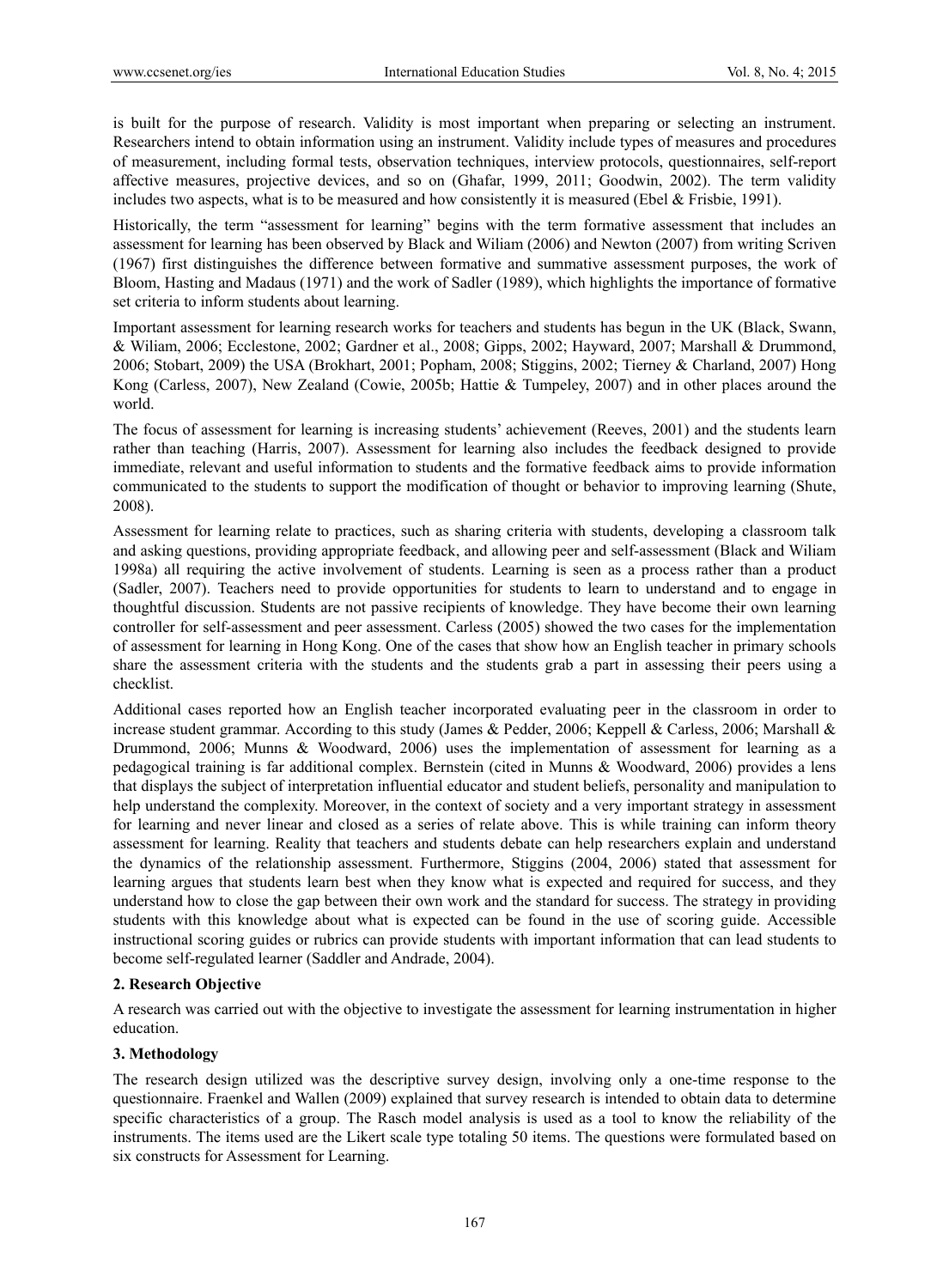is built for the purpose of research. Validity is most important when preparing or selecting an instrument. Researchers intend to obtain information using an instrument. Validity include types of measures and procedures of measurement, including formal tests, observation techniques, interview protocols, questionnaires, self-report affective measures, projective devices, and so on (Ghafar, 1999, 2011; Goodwin, 2002). The term validity includes two aspects, what is to be measured and how consistently it is measured (Ebel & Frisbie, 1991).

Historically, the term "assessment for learning" begins with the term formative assessment that includes an assessment for learning has been observed by Black and Wiliam (2006) and Newton (2007) from writing Scriven (1967) first distinguishes the difference between formative and summative assessment purposes, the work of Bloom, Hasting and Madaus (1971) and the work of Sadler (1989), which highlights the importance of formative set criteria to inform students about learning.

Important assessment for learning research works for teachers and students has begun in the UK (Black, Swann, & Wiliam, 2006; Ecclestone, 2002; Gardner et al., 2008; Gipps, 2002; Hayward, 2007; Marshall & Drummond, 2006; Stobart, 2009) the USA (Brokhart, 2001; Popham, 2008; Stiggins, 2002; Tierney & Charland, 2007) Hong Kong (Carless, 2007), New Zealand (Cowie, 2005b; Hattie & Tumpeley, 2007) and in other places around the world.

The focus of assessment for learning is increasing students' achievement (Reeves, 2001) and the students learn rather than teaching (Harris, 2007). Assessment for learning also includes the feedback designed to provide immediate, relevant and useful information to students and the formative feedback aims to provide information communicated to the students to support the modification of thought or behavior to improving learning (Shute, 2008).

Assessment for learning relate to practices, such as sharing criteria with students, developing a classroom talk and asking questions, providing appropriate feedback, and allowing peer and self-assessment (Black and Wiliam 1998a) all requiring the active involvement of students. Learning is seen as a process rather than a product (Sadler, 2007). Teachers need to provide opportunities for students to learn to understand and to engage in thoughtful discussion. Students are not passive recipients of knowledge. They have become their own learning controller for self-assessment and peer assessment. Carless (2005) showed the two cases for the implementation of assessment for learning in Hong Kong. One of the cases that show how an English teacher in primary schools share the assessment criteria with the students and the students grab a part in assessing their peers using a checklist.

Additional cases reported how an English teacher incorporated evaluating peer in the classroom in order to increase student grammar. According to this study (James & Pedder, 2006; Keppell & Carless, 2006; Marshall & Drummond, 2006; Munns & Woodward, 2006) uses the implementation of assessment for learning as a pedagogical training is far additional complex. Bernstein (cited in Munns & Woodward, 2006) provides a lens that displays the subject of interpretation influential educator and student beliefs, personality and manipulation to help understand the complexity. Moreover, in the context of society and a very important strategy in assessment for learning and never linear and closed as a series of relate above. This is while training can inform theory assessment for learning. Reality that teachers and students debate can help researchers explain and understand the dynamics of the relationship assessment. Furthermore, Stiggins (2004, 2006) stated that assessment for learning argues that students learn best when they know what is expected and required for success, and they understand how to close the gap between their own work and the standard for success. The strategy in providing students with this knowledge about what is expected can be found in the use of scoring guide. Accessible instructional scoring guides or rubrics can provide students with important information that can lead students to become self-regulated learner (Saddler and Andrade, 2004).

## 2. Research Objective

A research was carried out with the objective to investigate the assessment for learning instrumentation in higher education.

## 3. Methodology

The research design utilized was the descriptive survey design, involving only a one-time response to the questionnaire. Fraenkel and Wallen (2009) explained that survey research is intended to obtain data to determine specific characteristics of a group. The Rasch model analysis is used as a tool to know the reliability of the instruments. The items used are the Likert scale type totaling 50 items. The questions were formulated based on six constructs for Assessment for Learning.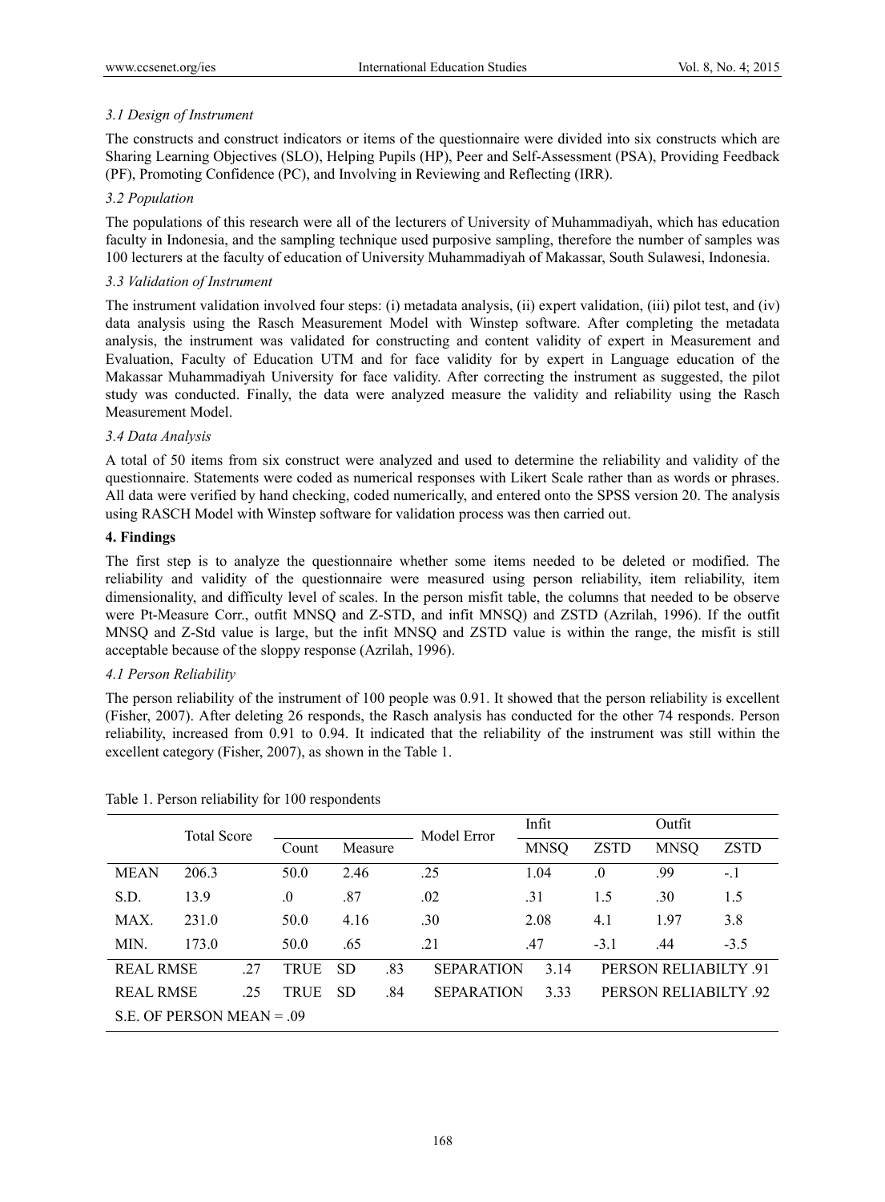### *3.1 Design of Instrument*

The constructs and construct indicators or items of the questionnaire were divided into six constructs which are Sharing Learning Objectives (SLO), Helping Pupils (HP), Peer and Self-Assessment (PSA), Providing Feedback (PF), Promoting Confidence (PC), and Involving in Reviewing and Reflecting (IRR).

### *3.2 Population*

The populations of this research were all of the lecturers of University of Muhammadiyah, which has education faculty in Indonesia, and the sampling technique used purposive sampling, therefore the number of samples was 100 lecturers at the faculty of education of University Muhammadiyah of Makassar, South Sulawesi, Indonesia.

### *3.3 Validation of Instrument*

The instrument validation involved four steps: (i) metadata analysis, (ii) expert validation, (iii) pilot test, and (iv) data analysis using the Rasch Measurement Model with Winstep software. After completing the metadata analysis, the instrument was validated for constructing and content validity of expert in Measurement and Evaluation, Faculty of Education UTM and for face validity for by expert in Language education of the Makassar Muhammadiyah University for face validity. After correcting the instrument as suggested, the pilot study was conducted. Finally, the data were analyzed measure the validity and reliability using the Rasch Measurement Model.

### *3.4 Data Analysis*

A total of 50 items from six construct were analyzed and used to determine the reliability and validity of the questionnaire. Statements were coded as numerical responses with Likert Scale rather than as words or phrases. All data were verified by hand checking, coded numerically, and entered onto the SPSS version 20. The analysis using RASCH Model with Winstep software for validation process was then carried out.

## **4. Findings**

The first step is to analyze the questionnaire whether some items needed to be deleted or modified. The reliability and validity of the questionnaire were measured using person reliability, item reliability, item dimensionality, and difficulty level of scales. In the person misfit table, the columns that needed to be observe were Pt-Measure Corr., outfit MNSQ and Z-STD, and infit MNSQ) and ZSTD (Azrilah, 1996). If the outfit MNSQ and Z-Std value is large, but the infit MNSQ and ZSTD value is within the range, the misfit is still acceptable because of the sloppy response (Azrilah, 1996).

### *4.1 Person Reliability*

The person reliability of the instrument of 100 people was 0.91. It showed that the person reliability is excellent (Fisher, 2007). After deleting 26 responds, the Rasch analysis has conducted for the other 74 responds. Person reliability, increased from 0.91 to 0.94. It indicated that the reliability of the instrument was still within the excellent category (Fisher, 2007), as shown in the Table 1.

Table 1. Person reliability for 100 respondents

| | Total Score | Count | Measure | Model Error | Infit | | Outfit | |
|---|---|---|---|---|---|---|---|---|
| | | | | | MNSQ | ZSTD | MNSQ | ZSTD |
| MEAN | 206.3 | 50.0 | 2.46 | .25 | 1.04 | .0 | .99 | -.1 |
| S.D. | 13.9 | .0 | .87 | .02 | .31 | 1.5 | .30 | 1.5 |
| MAX. | 231.0 | 50.0 | 4.16 | .30 | 2.08 | 4.1 | 1.97 | 3.8 |
| MIN. | 173.0 | 50.0 | .65 | .21 | .47 | -3.1 | .44 | -3.5 |
| REAL RMSE .27 | | TRUE SD .83 | | SEPARATION 3.14 | | PERSON RELIABILTY .91 | | |
| REAL RMSE .25 | | TRUE SD .84 | | SEPARATION 3.33 | | PERSON RELIABILTY .92 | | |
| S.E. OF PERSON MEAN = .09 | | | | | | | | |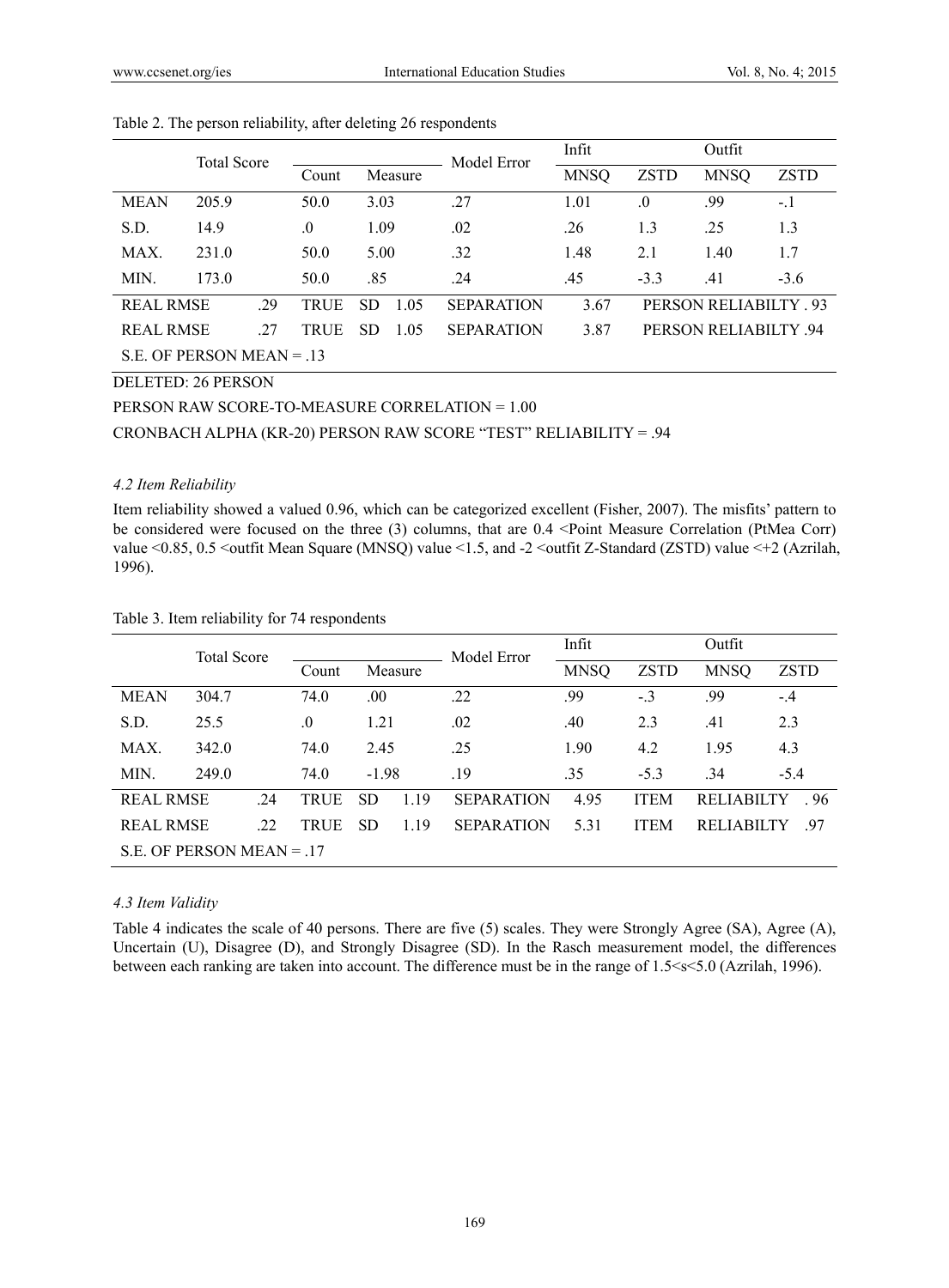Table 2. The person reliability, after deleting 26 respondents

| | Total Score | Count | Measure | Model Error | Infit MNSQ | Infit ZSTD | Outfit MNSQ | Outfit ZSTD |
|---|---|---|---|---|---|---|---|---|
| MEAN | 205.9 | 50.0 | 3.03 | .27 | 1.01 | .0 | .99 | -.1 |
| S.D. | 14.9 | .0 | 1.09 | .02 | .26 | 1.3 | .25 | 1.3 |
| MAX. | 231.0 | 50.0 | 5.00 | .32 | 1.48 | 2.1 | 1.40 | 1.7 |
| MIN. | 173.0 | 50.0 | .85 | .24 | .45 | -3.3 | .41 | -3.6 |
| REAL RMSE | .29 | TRUE SD | 1.05 | SEPARATION | 3.67 | PERSON RELIABILTY . 93 | | |
| REAL RMSE | .27 | TRUE SD | 1.05 | SEPARATION | 3.87 | PERSON RELIABILTY .94 | | |
| S.E. OF PERSON MEAN = .13 | | | | | | | | |

DELETED: 26 PERSON

PERSON RAW SCORE-TO-MEASURE CORRELATION = 1.00

CRONBACH ALPHA (KR-20) PERSON RAW SCORE "TEST" RELIABILITY = .94

### 4.2 Item Reliability

Item reliability showed a valued 0.96, which can be categorized excellent (Fisher, 2007). The misfits' pattern to be considered were focused on the three (3) columns, that are 0.4 <Point Measure Correlation (PtMea Corr) value <0.85, 0.5 <outfit Mean Square (MNSQ) value <1.5, and -2 <outfit Z-Standard (ZSTD) value <+2 (Azrilah, 1996).

Table 3. Item reliability for 74 respondents

| | Total Score | Count | Measure | Model Error | Infit MNSQ | Infit ZSTD | Outfit MNSQ | Outfit ZSTD |
|---|---|---|---|---|---|---|---|---|
| MEAN | 304.7 | 74.0 | .00 | .22 | .99 | -.3 | .99 | -.4 |
| S.D. | 25.5 | .0 | 1.21 | .02 | .40 | 2.3 | .41 | 2.3 |
| MAX. | 342.0 | 74.0 | 2.45 | .25 | 1.90 | 4.2 | 1.95 | 4.3 |
| MIN. | 249.0 | 74.0 | -1.98 | .19 | .35 | -5.3 | .34 | -5.4 |
| REAL RMSE | .24 | TRUE SD | 1.19 | SEPARATION | 4.95 | ITEM | RELIABILTY | . 96 |
| REAL RMSE | .22 | TRUE SD | 1.19 | SEPARATION | 5.31 | ITEM | RELIABILTY | .97 |
| S.E. OF PERSON MEAN = .17 | | | | | | | | |

### 4.3 Item Validity

Table 4 indicates the scale of 40 persons. There are five (5) scales. They were Strongly Agree (SA), Agree (A), Uncertain (U), Disagree (D), and Strongly Disagree (SD). In the Rasch measurement model, the differences between each ranking are taken into account. The difference must be in the range of 1.5<s<5.0 (Azrilah, 1996).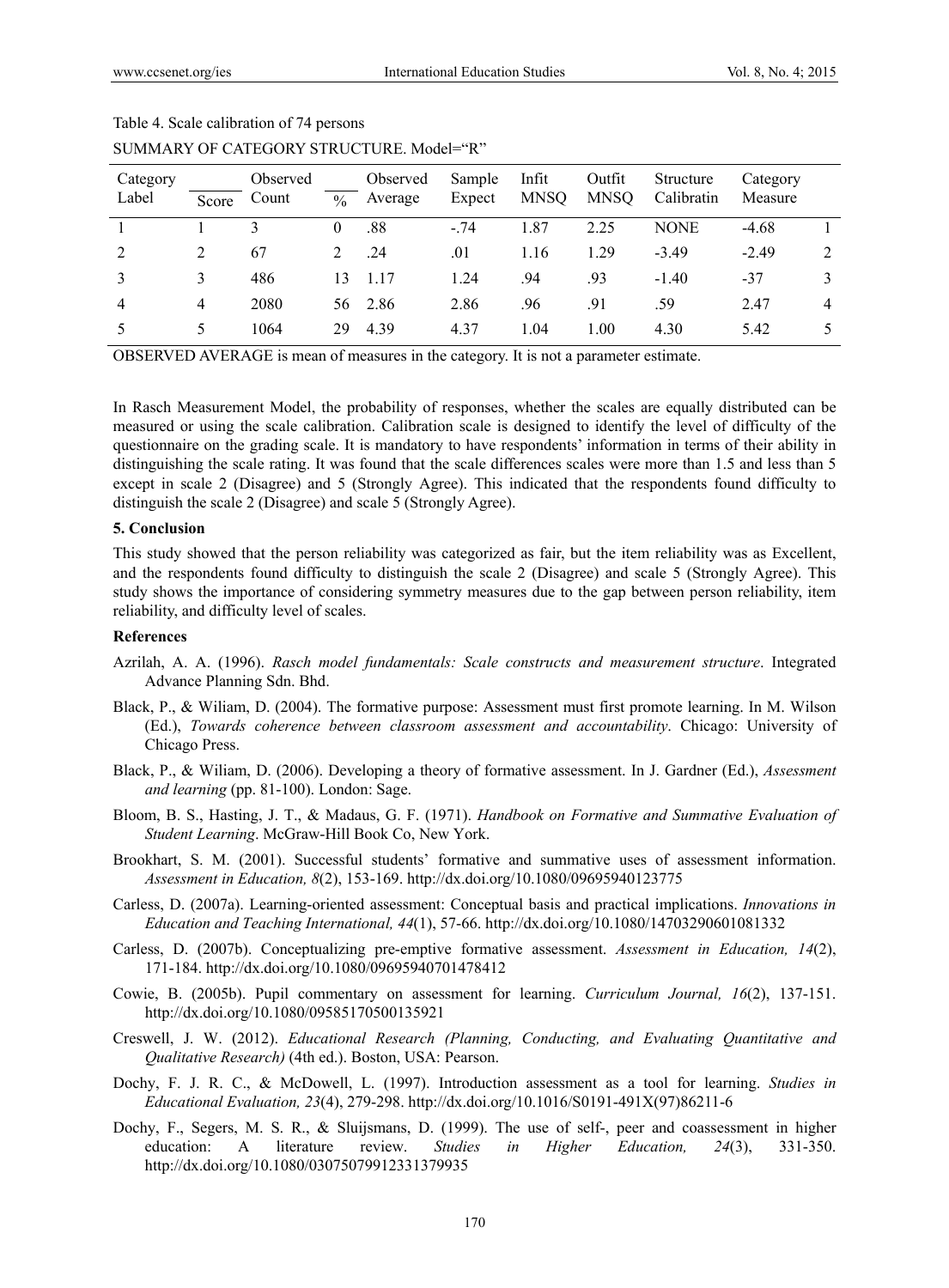Table 4. Scale calibration of 74 persons

SUMMARY OF CATEGORY STRUCTURE. Model="R"

| Category Label | Score | Observed Count | % | Observed Average | Sample Expect | Infit MNSQ | Outfit MNSQ | Structure Calibratin | Category Measure | |
|---|---|---|---|---|---|---|---|---|---|---|
| 1 | 1 | 3 | 0 | .88 | -.74 | 1.87 | 2.25 | NONE | -4.68 | 1 |
| 2 | 2 | 67 | 2 | .24 | .01 | 1.16 | 1.29 | -3.49 | -2.49 | 2 |
| 3 | 3 | 486 | 13 | 1.17 | 1.24 | .94 | .93 | -1.40 | -37 | 3 |
| 4 | 4 | 2080 | 56 | 2.86 | 2.86 | .96 | .91 | .59 | 2.47 | 4 |
| 5 | 5 | 1064 | 29 | 4.39 | 4.37 | 1.04 | 1.00 | 4.30 | 5.42 | 5 |

OBSERVED AVERAGE is mean of measures in the category. It is not a parameter estimate.

In Rasch Measurement Model, the probability of responses, whether the scales are equally distributed can be measured or using the scale calibration. Calibration scale is designed to identify the level of difficulty of the questionnaire on the grading scale. It is mandatory to have respondents' information in terms of their ability in distinguishing the scale rating. It was found that the scale differences scales were more than 1.5 and less than 5 except in scale 2 (Disagree) and 5 (Strongly Agree). This indicated that the respondents found difficulty to distinguish the scale 2 (Disagree) and scale 5 (Strongly Agree).

## 5. Conclusion

This study showed that the person reliability was categorized as fair, but the item reliability was as Excellent, and the respondents found difficulty to distinguish the scale 2 (Disagree) and scale 5 (Strongly Agree). This study shows the importance of considering symmetry measures due to the gap between person reliability, item reliability, and difficulty level of scales.

## References

Azrilah, A. A. (1996). *Rasch model fundamentals: Scale constructs and measurement structure*. Integrated Advance Planning Sdn. Bhd.

Black, P., & Wiliam, D. (2004). The formative purpose: Assessment must first promote learning. In M. Wilson (Ed.), *Towards coherence between classroom assessment and accountability*. Chicago: University of Chicago Press.

Black, P., & Wiliam, D. (2006). Developing a theory of formative assessment. In J. Gardner (Ed.), *Assessment and learning* (pp. 81-100). London: Sage.

Bloom, B. S., Hasting, J. T., & Madaus, G. F. (1971). *Handbook on Formative and Summative Evaluation of Student Learning*. McGraw-Hill Book Co, New York.

Brookhart, S. M. (2001). Successful students' formative and summative uses of assessment information. *Assessment in Education, 8*(2), 153-169. http://dx.doi.org/10.1080/09695940123775

Carless, D. (2007a). Learning-oriented assessment: Conceptual basis and practical implications. *Innovations in Education and Teaching International, 44*(1), 57-66. http://dx.doi.org/10.1080/14703290601081332

Carless, D. (2007b). Conceptualizing pre-emptive formative assessment. *Assessment in Education, 14*(2), 171-184. http://dx.doi.org/10.1080/09695940701478412

Cowie, B. (2005b). Pupil commentary on assessment for learning. *Curriculum Journal, 16*(2), 137-151. http://dx.doi.org/10.1080/09585170500135921

Creswell, J. W. (2012). *Educational Research (Planning, Conducting, and Evaluating Quantitative and Qualitative Research)* (4th ed.). Boston, USA: Pearson.

Dochy, F. J. R. C., & McDowell, L. (1997). Introduction assessment as a tool for learning. *Studies in Educational Evaluation, 23*(4), 279-298. http://dx.doi.org/10.1016/S0191-491X(97)86211-6

Dochy, F., Segers, M. S. R., & Sluijsmans, D. (1999). The use of self-, peer and coassessment in higher education: A literature review. *Studies in Higher Education, 24*(3), 331-350. http://dx.doi.org/10.1080/03075079912331379935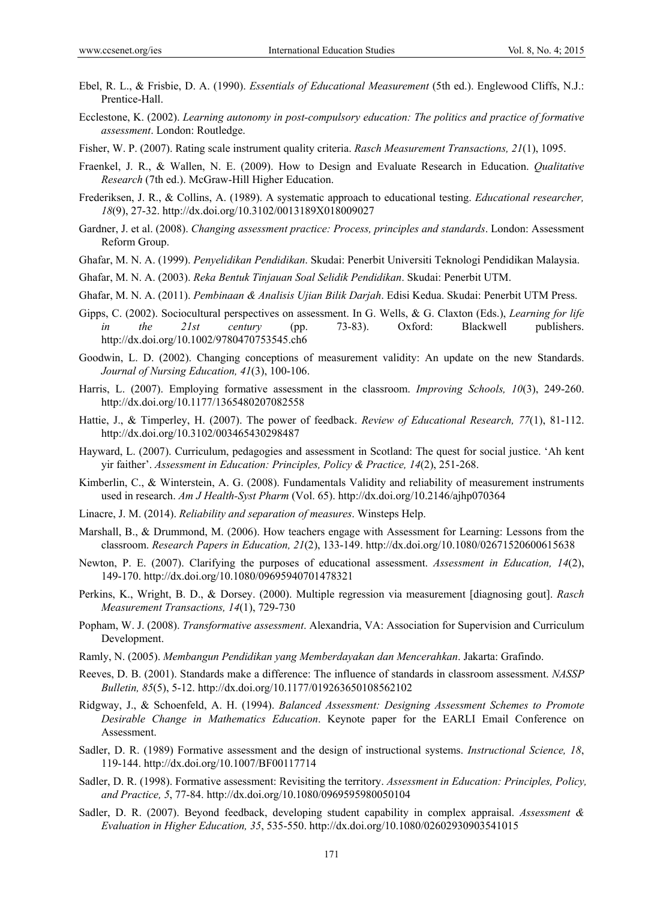Ebel, R. L., & Frisbie, D. A. (1990). *Essentials of Educational Measurement* (5th ed.). Englewood Cliffs, N.J.: Prentice-Hall.

Ecclestone, K. (2002). *Learning autonomy in post-compulsory education: The politics and practice of formative assessment*. London: Routledge.

Fisher, W. P. (2007). Rating scale instrument quality criteria. *Rasch Measurement Transactions, 21*(1), 1095.

Fraenkel, J. R., & Wallen, N. E. (2009). How to Design and Evaluate Research in Education. *Qualitative Research* (7th ed.). McGraw-Hill Higher Education.

Frederiksen, J. R., & Collins, A. (1989). A systematic approach to educational testing. *Educational researcher, 18*(9), 27-32. http://dx.doi.org/10.3102/0013189X018009027

Gardner, J. et al. (2008). *Changing assessment practice: Process, principles and standards*. London: Assessment Reform Group.

Ghafar, M. N. A. (1999). *Penyelidikan Pendidikan*. Skudai: Penerbit Universiti Teknologi Pendidikan Malaysia.

Ghafar, M. N. A. (2003). *Reka Bentuk Tinjauan Soal Selidik Pendidikan*. Skudai: Penerbit UTM.

Ghafar, M. N. A. (2011). *Pembinaan & Analisis Ujian Bilik Darjah*. Edisi Kedua. Skudai: Penerbit UTM Press.

Gipps, C. (2002). Sociocultural perspectives on assessment. In G. Wells, & G. Claxton (Eds.), *Learning for life in the 21st century* (pp. 73-83). Oxford: Blackwell publishers. http://dx.doi.org/10.1002/9780470753545.ch6

Goodwin, L. D. (2002). Changing conceptions of measurement validity: An update on the new Standards. *Journal of Nursing Education, 41*(3), 100-106.

Harris, L. (2007). Employing formative assessment in the classroom. *Improving Schools, 10*(3), 249-260. http://dx.doi.org/10.1177/1365480207082558

Hattie, J., & Timperley, H. (2007). The power of feedback. *Review of Educational Research, 77*(1), 81-112. http://dx.doi.org/10.3102/003465430298487

Hayward, L. (2007). Curriculum, pedagogies and assessment in Scotland: The quest for social justice. 'Ah kent yir faither'. *Assessment in Education: Principles, Policy & Practice, 14*(2), 251-268.

Kimberlin, C., & Winterstein, A. G. (2008). Fundamentals Validity and reliability of measurement instruments used in research. *Am J Health-Syst Pharm* (Vol. 65). http://dx.doi.org/10.2146/ajhp070364

Linacre, J. M. (2014). *Reliability and separation of measures*. Winsteps Help.

Marshall, B., & Drummond, M. (2006). How teachers engage with Assessment for Learning: Lessons from the classroom. *Research Papers in Education, 21*(2), 133-149. http://dx.doi.org/10.1080/02671520600615638

Newton, P. E. (2007). Clarifying the purposes of educational assessment. *Assessment in Education, 14*(2), 149-170. http://dx.doi.org/10.1080/09695940701478321

Perkins, K., Wright, B. D., & Dorsey. (2000). Multiple regression via measurement [diagnosing gout]. *Rasch Measurement Transactions, 14*(1), 729-730

Popham, W. J. (2008). *Transformative assessment*. Alexandria, VA: Association for Supervision and Curriculum Development.

Ramly, N. (2005). *Membangun Pendidikan yang Memberdayakan dan Mencerahkan*. Jakarta: Grafindo.

Reeves, D. B. (2001). Standards make a difference: The influence of standards in classroom assessment. *NASSP Bulletin, 85*(5), 5-12. http://dx.doi.org/10.1177/019263650108562102

Ridgway, J., & Schoenfeld, A. H. (1994). *Balanced Assessment: Designing Assessment Schemes to Promote Desirable Change in Mathematics Education*. Keynote paper for the EARLI Email Conference on Assessment.

Sadler, D. R. (1989) Formative assessment and the design of instructional systems. *Instructional Science, 18*, 119-144. http://dx.doi.org/10.1007/BF00117714

Sadler, D. R. (1998). Formative assessment: Revisiting the territory. *Assessment in Education: Principles, Policy, and Practice, 5*, 77-84. http://dx.doi.org/10.1080/0969595980050104

Sadler, D. R. (2007). Beyond feedback, developing student capability in complex appraisal. *Assessment & Evaluation in Higher Education, 35*, 535-550. http://dx.doi.org/10.1080/02602930903541015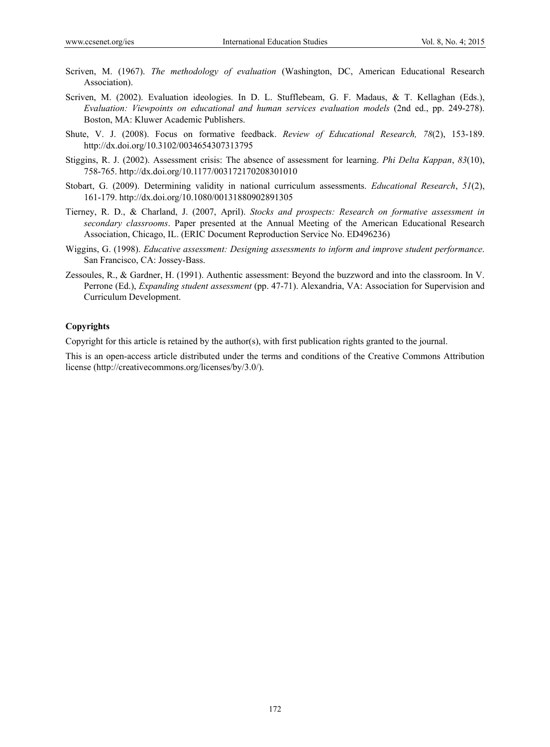Scriven, M. (1967). *The methodology of evaluation* (Washington, DC, American Educational Research Association).

Scriven, M. (2002). Evaluation ideologies. In D. L. Stufflebeam, G. F. Madaus, & T. Kellaghan (Eds.), *Evaluation: Viewpoints on educational and human services evaluation models* (2nd ed., pp. 249-278). Boston, MA: Kluwer Academic Publishers.

Shute, V. J. (2008). Focus on formative feedback. *Review of Educational Research, 78*(2), 153-189. http://dx.doi.org/10.3102/0034654307313795

Stiggins, R. J. (2002). Assessment crisis: The absence of assessment for learning. *Phi Delta Kappan*, *83*(10), 758-765. http://dx.doi.org/10.1177/003172170208301010

Stobart, G. (2009). Determining validity in national curriculum assessments. *Educational Research*, *51*(2), 161-179. http://dx.doi.org/10.1080/00131880902891305

Tierney, R. D., & Charland, J. (2007, April). *Stocks and prospects: Research on formative assessment in secondary classrooms*. Paper presented at the Annual Meeting of the American Educational Research Association, Chicago, IL. (ERIC Document Reproduction Service No. ED496236)

Wiggins, G. (1998). *Educative assessment: Designing assessments to inform and improve student performance*. San Francisco, CA: Jossey-Bass.

Zessoules, R., & Gardner, H. (1991). Authentic assessment: Beyond the buzzword and into the classroom. In V. Perrone (Ed.), *Expanding student assessment* (pp. 47-71). Alexandria, VA: Association for Supervision and Curriculum Development.

### Copyrights

Copyright for this article is retained by the author(s), with first publication rights granted to the journal.

This is an open-access article distributed under the terms and conditions of the Creative Commons Attribution license (http://creativecommons.org/licenses/by/3.0/).